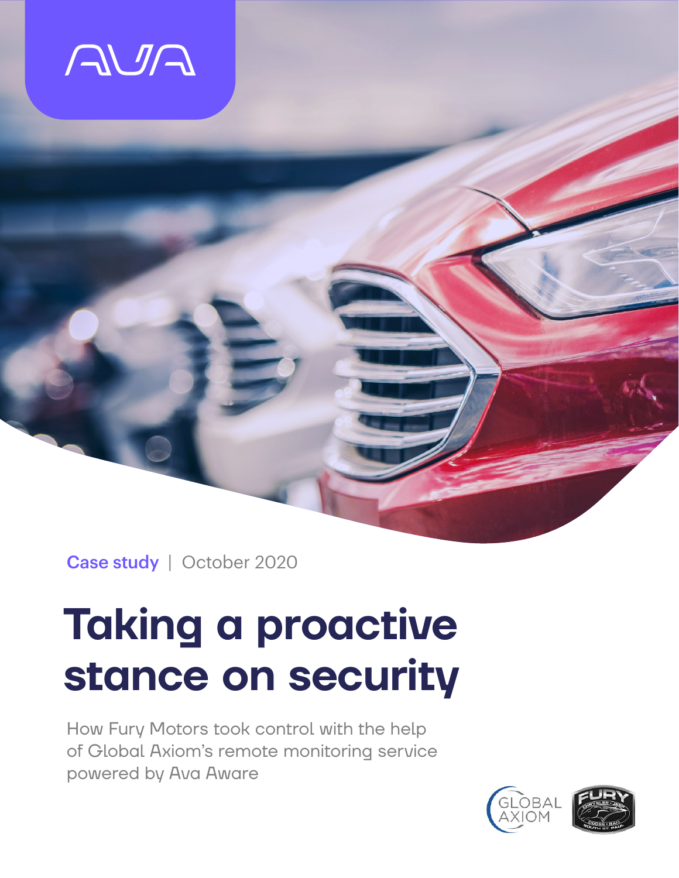AVA

Case study | October 2020

# Taking a proactive stance on security

How Fury Motors took control with the help of Global Axiom's remote monitoring service powered by Ava Aware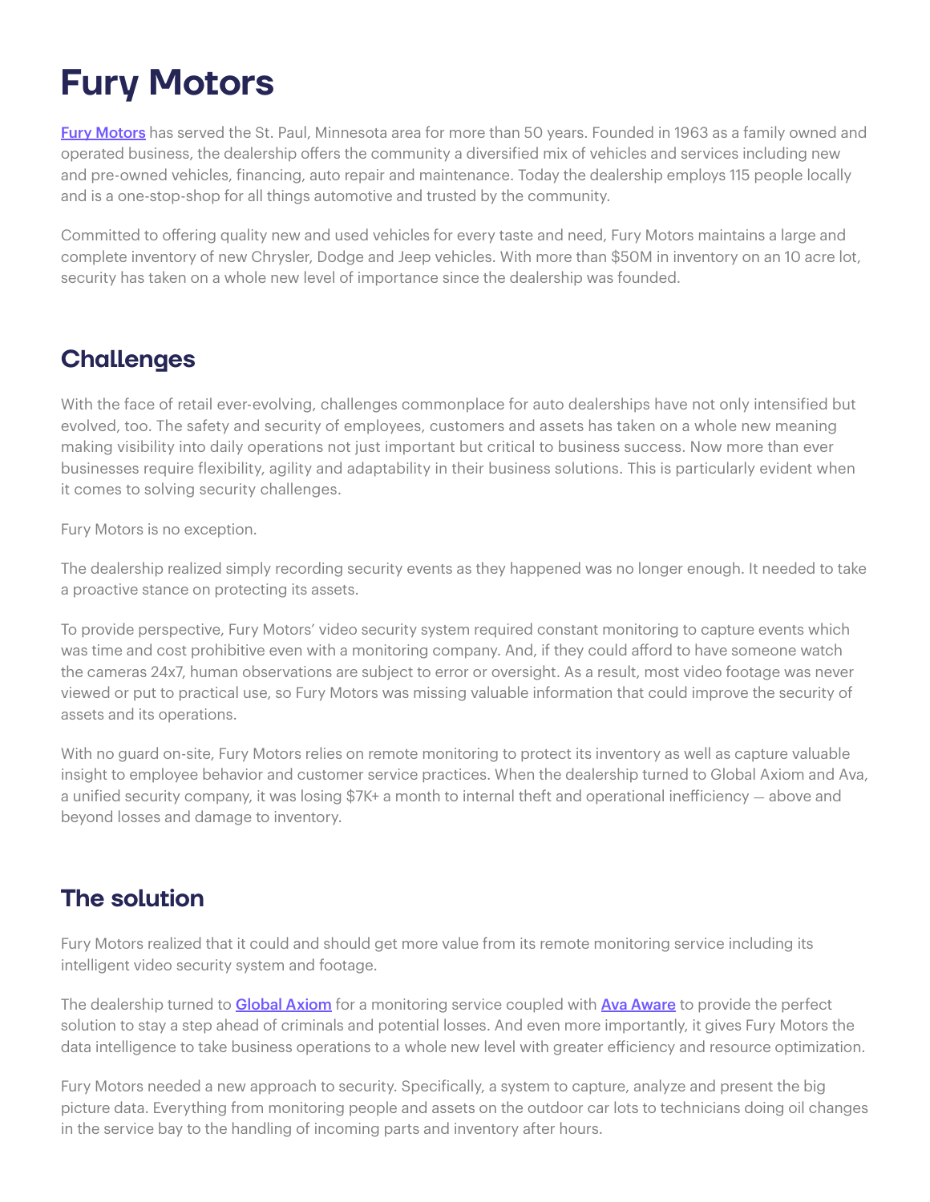# Fury Motors

Fury Motors has served the St. Paul, Minnesota area for more than 50 years. Founded in 1963 as a family owned and operated business, the dealership offers the community a diversified mix of vehicles and services including new and pre-owned vehicles, financing, auto repair and maintenance. Today the dealership employs 115 people locally and is a one-stop-shop for all things automotive and trusted by the community.

Committed to offering quality new and used vehicles for every taste and need, Fury Motors maintains a large and complete inventory of new Chrysler, Dodge and Jeep vehicles. With more than $50M in inventory on an 10 acre lot, security has taken on a whole new level of importance since the dealership was founded.

## Challenges

With the face of retail ever-evolving, challenges commonplace for auto dealerships have not only intensified but evolved, too. The safety and security of employees, customers and assets has taken on a whole new meaning making visibility into daily operations not just important but critical to business success. Now more than ever businesses require flexibility, agility and adaptability in their business solutions. This is particularly evident when it comes to solving security challenges.

Fury Motors is no exception.

The dealership realized simply recording security events as they happened was no longer enough. It needed to take a proactive stance on protecting its assets.

To provide perspective, Fury Motors' video security system required constant monitoring to capture events which was time and cost prohibitive even with a monitoring company. And, if they could afford to have someone watch the cameras 24x7, human observations are subject to error or oversight. As a result, most video footage was never viewed or put to practical use, so Fury Motors was missing valuable information that could improve the security of assets and its operations.

With no guard on-site, Fury Motors relies on remote monitoring to protect its inventory as well as capture valuable insight to employee behavior and customer service practices. When the dealership turned to Global Axiom and Ava, a unified security company, it was losing $7K+ a month to internal theft and operational inefficiency — above and beyond losses and damage to inventory.

## The solution

Fury Motors realized that it could and should get more value from its remote monitoring service including its intelligent video security system and footage.

The dealership turned to Global Axiom for a monitoring service coupled with Ava Aware to provide the perfect solution to stay a step ahead of criminals and potential losses. And even more importantly, it gives Fury Motors the data intelligence to take business operations to a whole new level with greater efficiency and resource optimization.

Fury Motors needed a new approach to security. Specifically, a system to capture, analyze and present the big picture data. Everything from monitoring people and assets on the outdoor car lots to technicians doing oil changes in the service bay to the handling of incoming parts and inventory after hours.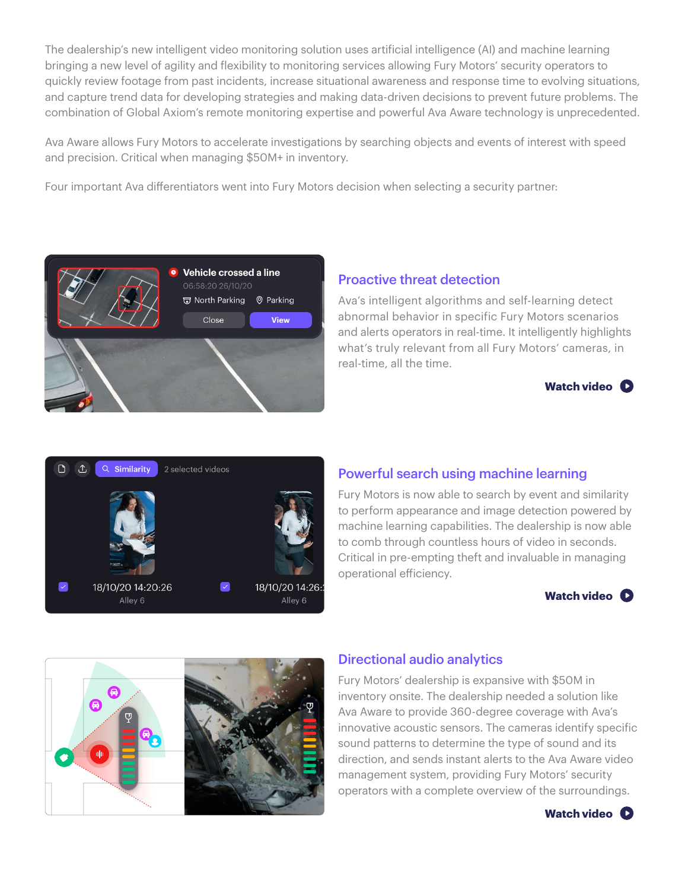The dealership's new intelligent video monitoring solution uses artificial intelligence (AI) and machine learning bringing a new level of agility and flexibility to monitoring services allowing Fury Motors' security operators to quickly review footage from past incidents, increase situational awareness and response time to evolving situations, and capture trend data for developing strategies and making data-driven decisions to prevent future problems. The combination of Global Axiom's remote monitoring expertise and powerful Ava Aware technology is unprecedented.

Ava Aware allows Fury Motors to accelerate investigations by searching objects and events of interest with speed and precision. Critical when managing $50M+ in inventory.

Four important Ava differentiators went into Fury Motors decision when selecting a security partner:

## Proactive threat detection

Ava's intelligent algorithms and self-learning detect abnormal behavior in specific Fury Motors scenarios and alerts operators in real-time. It intelligently highlights what's truly relevant from all Fury Motors' cameras, in real-time, all the time.

**Watch video**

## Powerful search using machine learning

Fury Motors is now able to search by event and similarity to perform appearance and image detection powered by machine learning capabilities. The dealership is now able to comb through countless hours of video in seconds. Critical in pre-empting theft and invaluable in managing operational efficiency.

**Watch video**

## Directional audio analytics

Fury Motors' dealership is expansive with $50M in inventory onsite. The dealership needed a solution like Ava Aware to provide 360-degree coverage with Ava's innovative acoustic sensors. The cameras identify specific sound patterns to determine the type of sound and its direction, and sends instant alerts to the Ava Aware video management system, providing Fury Motors' security operators with a complete overview of the surroundings.

**Watch video**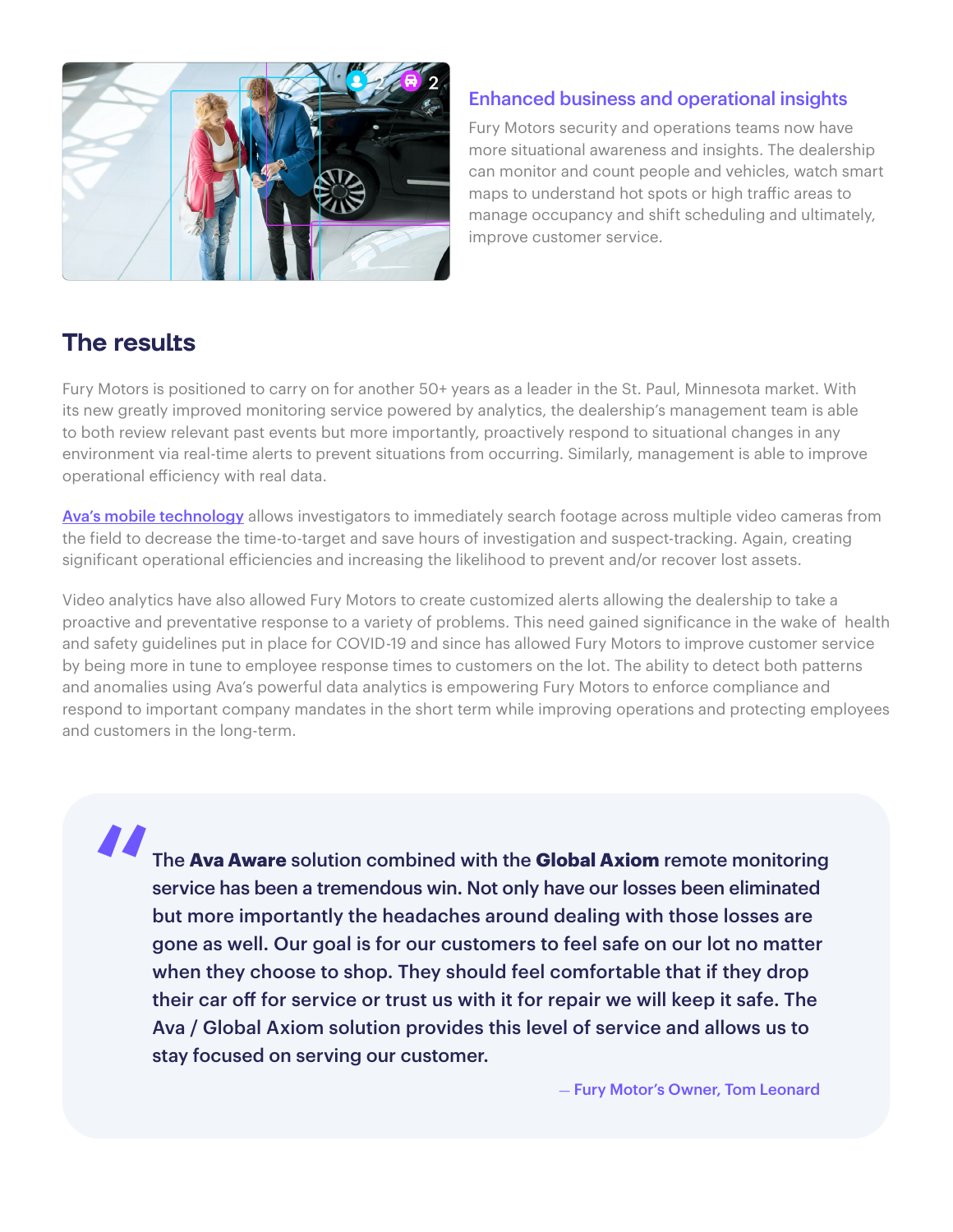### Enhanced business and operational insights

Fury Motors security and operations teams now have more situational awareness and insights. The dealership can monitor and count people and vehicles, watch smart maps to understand hot spots or high traffic areas to manage occupancy and shift scheduling and ultimately, improve customer service.

## The results

Fury Motors is positioned to carry on for another 50+ years as a leader in the St. Paul, Minnesota market. With its new greatly improved monitoring service powered by analytics, the dealership's management team is able to both review relevant past events but more importantly, proactively respond to situational changes in any environment via real-time alerts to prevent situations from occurring. Similarly, management is able to improve operational efficiency with real data.

Ava's mobile technology allows investigators to immediately search footage across multiple video cameras from the field to decrease the time-to-target and save hours of investigation and suspect-tracking. Again, creating significant operational efficiencies and increasing the likelihood to prevent and/or recover lost assets.

Video analytics have also allowed Fury Motors to create customized alerts allowing the dealership to take a proactive and preventative response to a variety of problems. This need gained significance in the wake of health and safety guidelines put in place for COVID-19 and since has allowed Fury Motors to improve customer service by being more in tune to employee response times to customers on the lot. The ability to detect both patterns and anomalies using Ava's powerful data analytics is empowering Fury Motors to enforce compliance and respond to important company mandates in the short term while improving operations and protecting employees and customers in the long-term.

> The **Ava Aware** solution combined with the **Global Axiom** remote monitoring service has been a tremendous win. Not only have our losses been eliminated but more importantly the headaches around dealing with those losses are gone as well. Our goal is for our customers to feel safe on our lot no matter when they choose to shop. They should feel comfortable that if they drop their car off for service or trust us with it for repair we will keep it safe. The Ava / Global Axiom solution provides this level of service and allows us to stay focused on serving our customer.
>
> — Fury Motor's Owner, Tom Leonard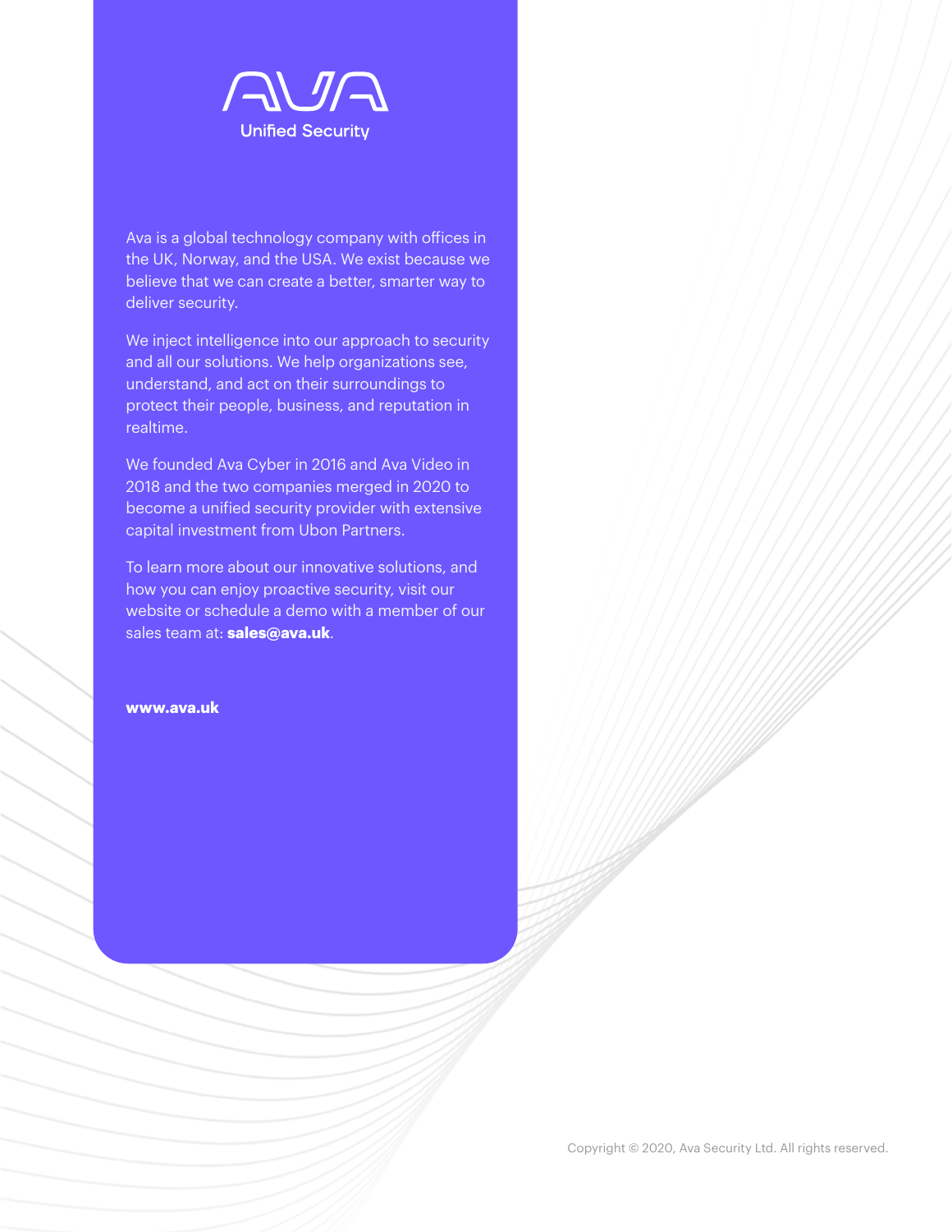AVA

Unified Security

Ava is a global technology company with offices in the UK, Norway, and the USA. We exist because we believe that we can create a better, smarter way to deliver security.

We inject intelligence into our approach to security and all our solutions. We help organizations see, understand, and act on their surroundings to protect their people, business, and reputation in realtime.

We founded Ava Cyber in 2016 and Ava Video in 2018 and the two companies merged in 2020 to become a unified security provider with extensive capital investment from Ubon Partners.

To learn more about our innovative solutions, and how you can enjoy proactive security, visit our website or schedule a demo with a member of our sales team at: **sales@ava.uk**.

**www.ava.uk**

Copyright © 2020, Ava Security Ltd. All rights reserved.